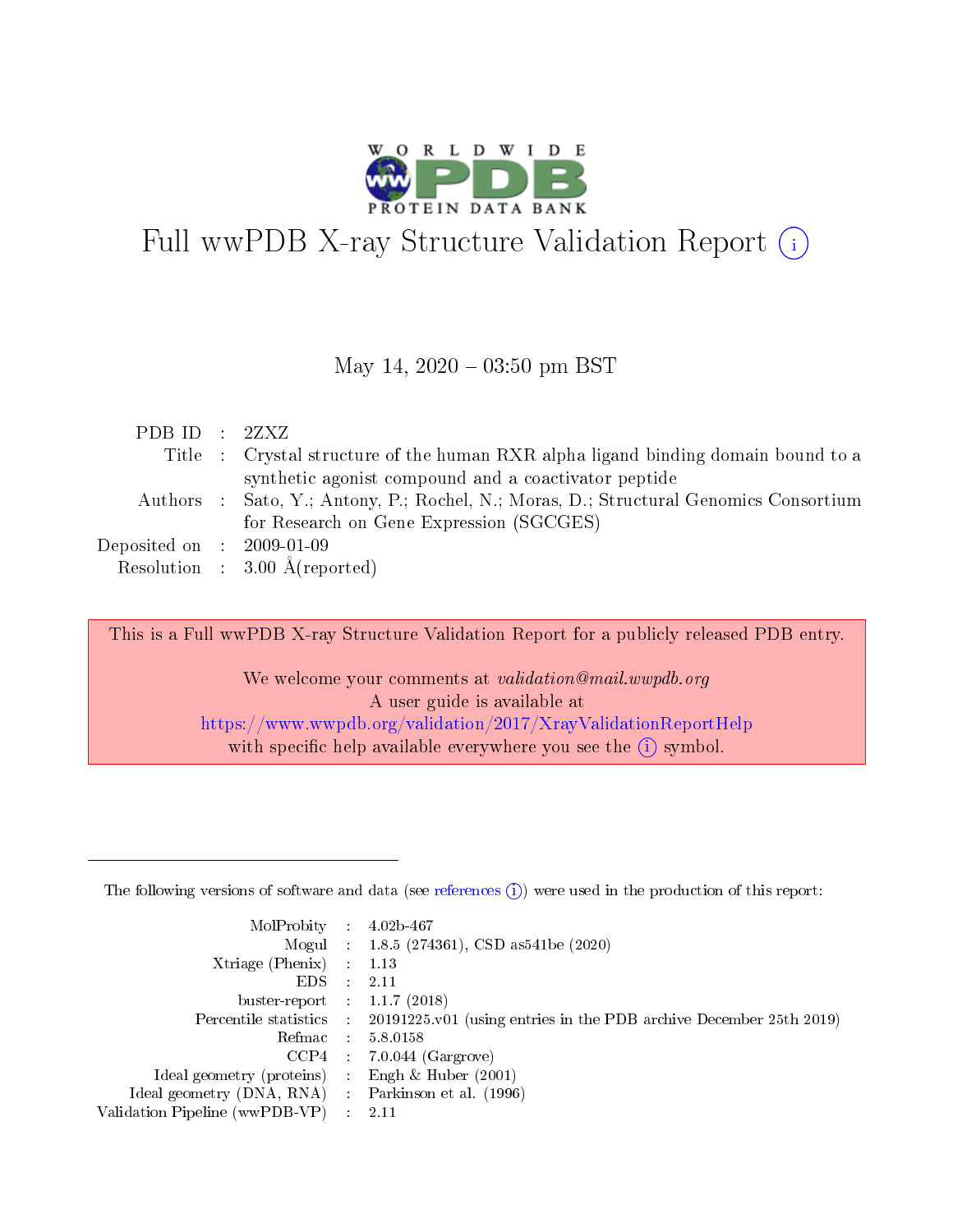# Full wwPDB X-ray Structure Validation Report (i)

May 14, 2020 – 03:50 pm BST

| | | |
|---|---|---|
| PDB ID | : | 2ZXZ |
| Title | : | Crystal structure of the human RXR alpha ligand binding domain bound to a synthetic agonist compound and a coactivator peptide |
| Authors | : | Sato, Y.; Antony, P.; Rochel, N.; Moras, D.; Structural Genomics Consortium for Research on Gene Expression (SGCGES) |
| Deposited on | : | 2009-01-09 |
| Resolution | : | 3.00 Å(reported) |

This is a Full wwPDB X-ray Structure Validation Report for a publicly released PDB entry.

We welcome your comments at *validation@mail.wwpdb.org*
A user guide is available at
https://www.wwpdb.org/validation/2017/XrayValidationReportHelp
with specific help available everywhere you see the (i) symbol.

---

The following versions of software and data (see references (i)) were used in the production of this report:

| | | |
|---|---|---|
| MolProbity | : | 4.02b-467 |
| Mogul | : | 1.8.5 (274361), CSD as541be (2020) |
| Xtriage (Phenix) | : | 1.13 |
| EDS | : | 2.11 |
| buster-report | : | 1.1.7 (2018) |
| Percentile statistics | : | 20191225.v01 (using entries in the PDB archive December 25th 2019) |
| Refmac | : | 5.8.0158 |
| CCP4 | : | 7.0.044 (Gargrove) |
| Ideal geometry (proteins) | : | Engh & Huber (2001) |
| Ideal geometry (DNA, RNA) | : | Parkinson et al. (1996) |
| Validation Pipeline (wwPDB-VP) | : | 2.11 |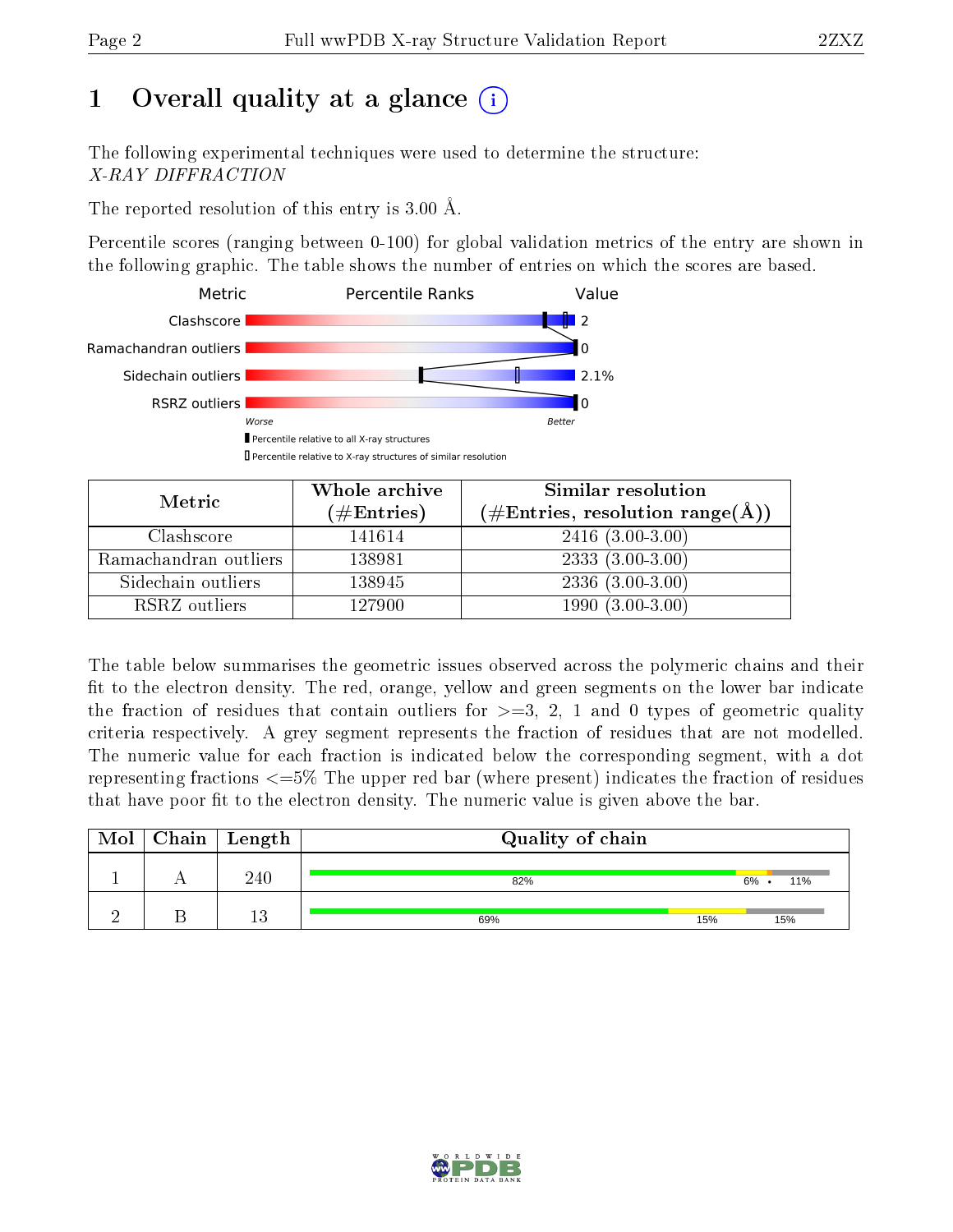# 1 Overall quality at a glance

The following experimental techniques were used to determine the structure:
*X-RAY DIFFRACTION*

The reported resolution of this entry is 3.00 Å.

Percentile scores (ranging between 0-100) for global validation metrics of the entry are shown in the following graphic. The table shows the number of entries on which the scores are based.

| Metric | Value |
|---|---|
| Clashscore | 2 |
| Ramachandran outliers | 0 |
| Sidechain outliers | 2.1% |
| RSRZ outliers | 0 |

Worse — Better

▮ Percentile relative to all X-ray structures
▯ Percentile relative to X-ray structures of similar resolution

| Metric | Whole archive (#Entries) | Similar resolution (#Entries, resolution range(Å)) |
|---|---|---|
| Clashscore | 141614 | 2416 (3.00-3.00) |
| Ramachandran outliers | 138981 | 2333 (3.00-3.00) |
| Sidechain outliers | 138945 | 2336 (3.00-3.00) |
| RSRZ outliers | 127900 | 1990 (3.00-3.00) |

The table below summarises the geometric issues observed across the polymeric chains and their fit to the electron density. The red, orange, yellow and green segments on the lower bar indicate the fraction of residues that contain outliers for >=3, 2, 1 and 0 types of geometric quality criteria respectively. A grey segment represents the fraction of residues that are not modelled. The numeric value for each fraction is indicated below the corresponding segment, with a dot representing fractions <=5% The upper red bar (where present) indicates the fraction of residues that have poor fit to the electron density. The numeric value is given above the bar.

| Mol | Chain | Length | Quality of chain |
|---|---|---|---|
| 1 | A | 240 | 82% 6% • 11% |
| 2 | B | 13 | 69% 15% 15% |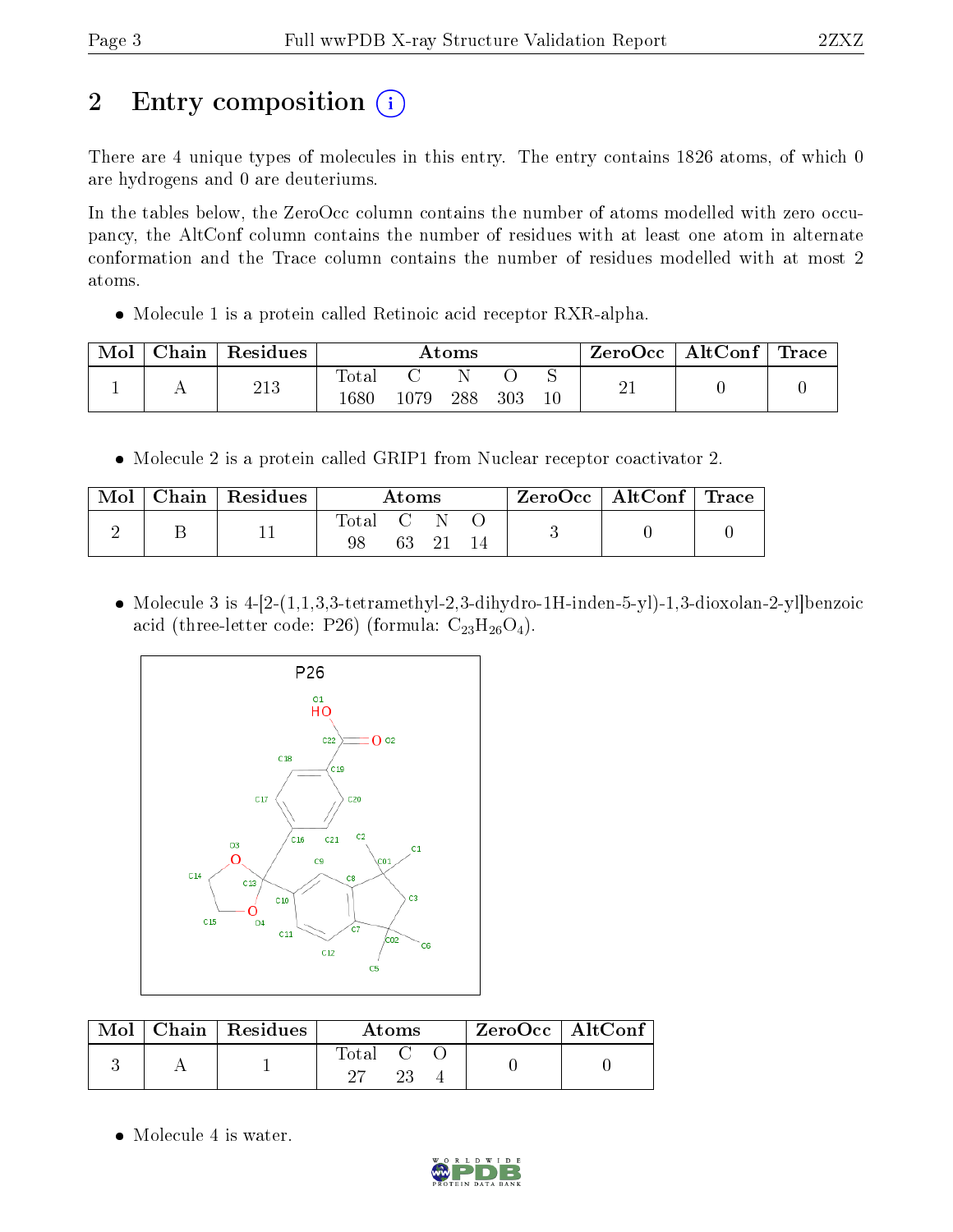# 2 Entry composition

There are 4 unique types of molecules in this entry. The entry contains 1826 atoms, of which 0 are hydrogens and 0 are deuteriums.

In the tables below, the ZeroOcc column contains the number of atoms modelled with zero occupancy, the AltConf column contains the number of residues with at least one atom in alternate conformation and the Trace column contains the number of residues modelled with at most 2 atoms.

- Molecule 1 is a protein called Retinoic acid receptor RXR-alpha.

| Mol | Chain | Residues | Atoms | | | | | ZeroOcc | AltConf | Trace |
|---|---|---|---|---|---|---|---|---|---|---|
| 1 | A | 213 | Total 1680 | C 1079 | N 288 | O 303 | S 10 | 21 | 0 | 0 |

- Molecule 2 is a protein called GRIP1 from Nuclear receptor coactivator 2.

| Mol | Chain | Residues | Atoms | | | | ZeroOcc | AltConf | Trace |
|---|---|---|---|---|---|---|---|---|---|
| 2 | B | 11 | Total 98 | C 63 | N 21 | O 14 | 3 | 0 | 0 |

- Molecule 3 is 4-[2-(1,1,3,3-tetramethyl-2,3-dihydro-1H-inden-5-yl)-1,3-dioxolan-2-yl]benzoic acid (three-letter code: P26) (formula: $C_{23}H_{26}O_4$).

| Mol | Chain | Residues | Atoms | | | ZeroOcc | AltConf |
|---|---|---|---|---|---|---|---|
| 3 | A | 1 | Total 27 | C 23 | O 4 | 0 | 0 |

- Molecule 4 is water.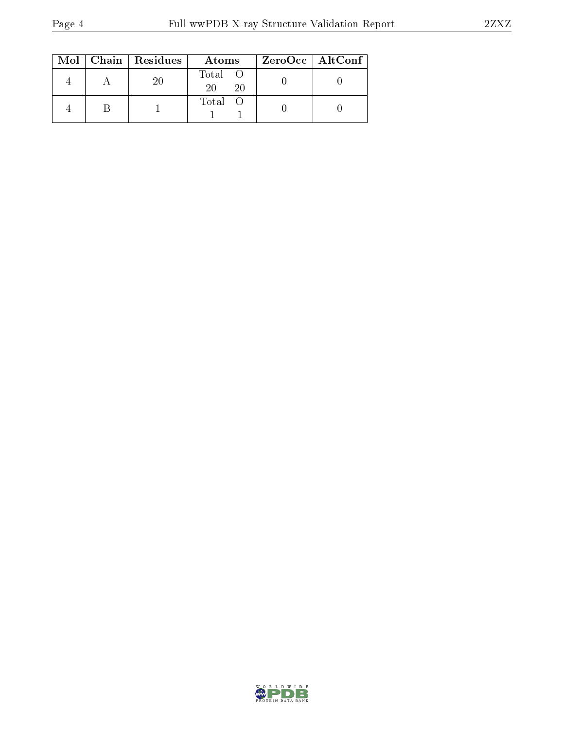| Mol | Chain | Residues | Atoms | ZeroOcc | AltConf |
|---|---|---|---|---|---|
| 4 | A | 20 | Total O<br>20 20 | 0 | 0 |
| 4 | B | 1 | Total O<br>1 1 | 0 | 0 |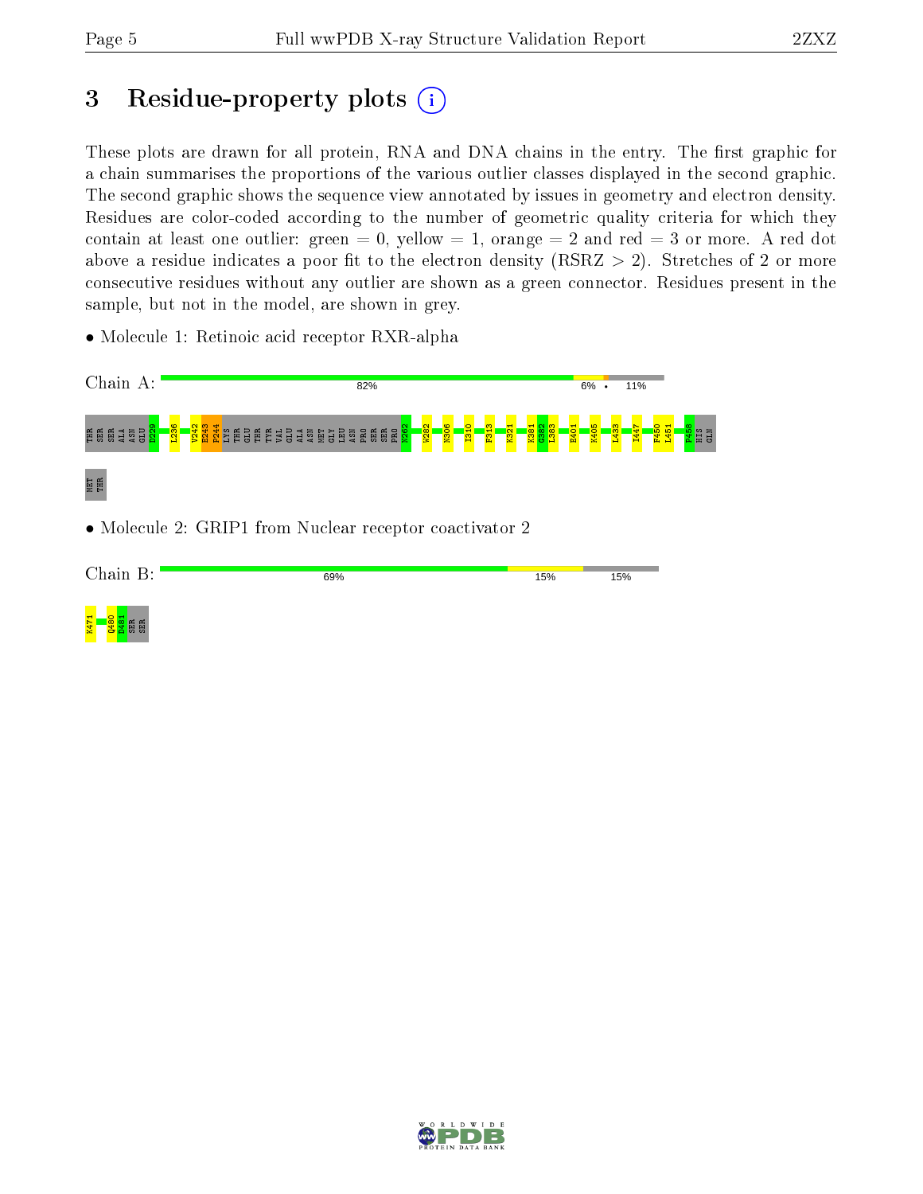# 3 Residue-property plots

These plots are drawn for all protein, RNA and DNA chains in the entry. The first graphic for a chain summarises the proportions of the various outlier classes displayed in the second graphic. The second graphic shows the sequence view annotated by issues in geometry and electron density. Residues are color-coded according to the number of geometric quality criteria for which they contain at least one outlier: green = 0, yellow = 1, orange = 2 and red = 3 or more. A red dot above a residue indicates a poor fit to the electron density (RSRZ > 2). Stretches of 2 or more consecutive residues without any outlier are shown as a green connector. Residues present in the sample, but not in the model, are shown in grey.

- Molecule 1: Retinoic acid receptor RXR-alpha

Chain A: 82% 6% • 11%

THR SER SER ALA ASN GLU I229 L236 V242 E243 P244 LYS THR GLU THR TYR VAL GLU ALA ASN MET GLY LEU ASN PRO SER SER PRO N262 W282 N306 I310 F313 K321 K381 G382 L383 E401 K405 L433 I447 F450 L451 P458 HIS GLN MET THR

- Molecule 2: GRIP1 from Nuclear receptor coactivator 2

Chain B: 69% 15% 15%

K471 Q480 D481 SER SER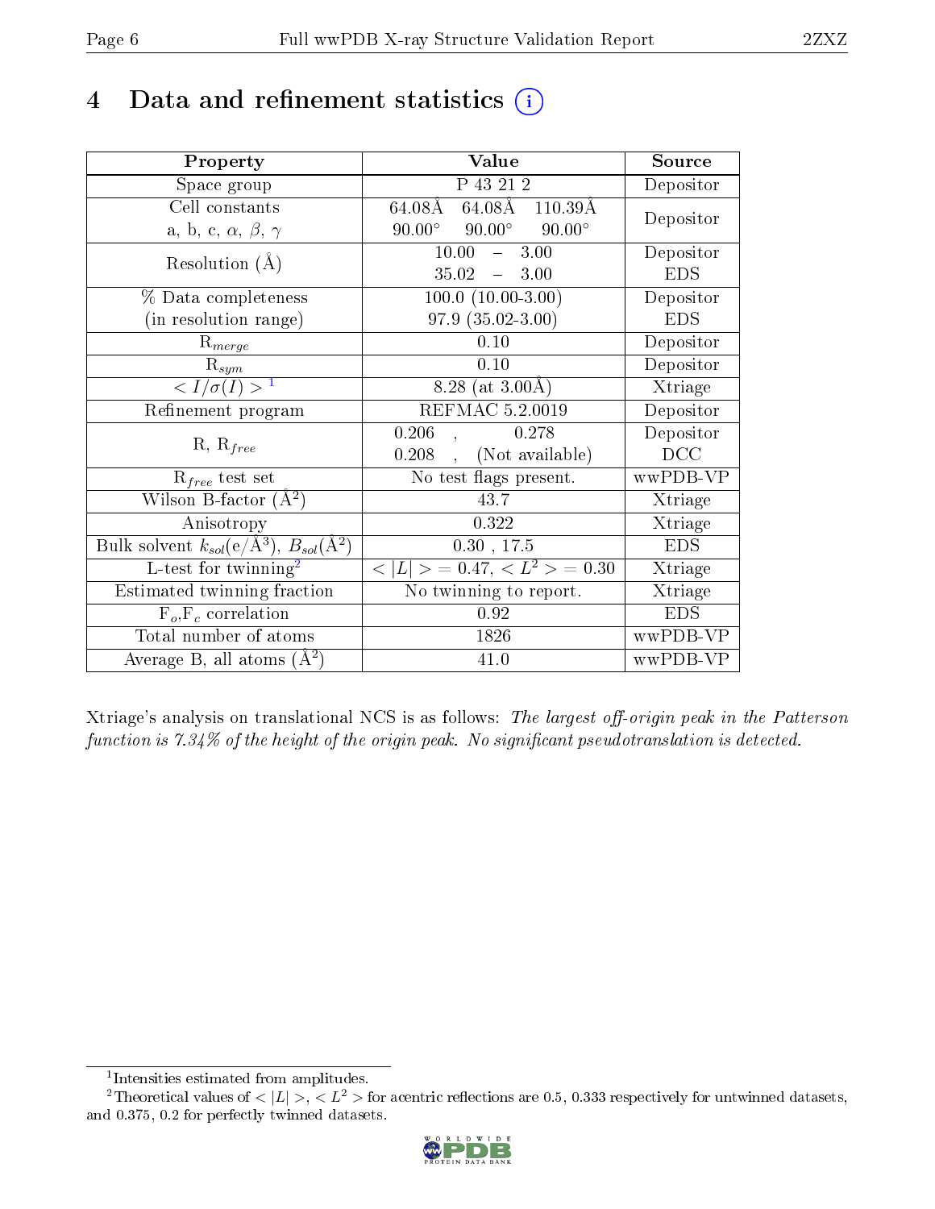# 4 Data and refinement statistics (i)

| Property | Value | Source |
|---|---|---|
| Space group | P 43 21 2 | Depositor |
| Cell constants<br>a, b, c, $\alpha$, $\beta$, $\gamma$ | 64.08Å 64.08Å 110.39Å<br>90.00° 90.00° 90.00° | Depositor |
| Resolution (Å) | 10.00 – 3.00<br>35.02 – 3.00 | Depositor<br>EDS |
| % Data completeness<br>(in resolution range) | 100.0 (10.00-3.00)<br>97.9 (35.02-3.00) | Depositor<br>EDS |
| $R_{merge}$ | 0.10 | Depositor |
| $R_{sym}$ | 0.10 | Depositor |
| $< I/\sigma(I) >$ [1] | 8.28 (at 3.00Å) | Xtriage |
| Refinement program | REFMAC 5.2.0019 | Depositor |
| R, $R_{free}$ | 0.206 , 0.278<br>0.208 , (Not available) | Depositor<br>DCC |
| $R_{free}$ test set | No test flags present. | wwPDB-VP |
| Wilson B-factor (Å$^2$) | 43.7 | Xtriage |
| Anisotropy | 0.322 | Xtriage |
| Bulk solvent $k_{sol}$(e/Å$^3$), $B_{sol}$(Å$^2$) | 0.30 , 17.5 | EDS |
| L-test for twinning[2] | $< \|L\| >$ = 0.47, $< L^2 >$ = 0.30 | Xtriage |
| Estimated twinning fraction | No twinning to report. | Xtriage |
| $F_o$,$F_c$ correlation | 0.92 | EDS |
| Total number of atoms | 1826 | wwPDB-VP |
| Average B, all atoms (Å$^2$) | 41.0 | wwPDB-VP |

Xtriage's analysis on translational NCS is as follows: *The largest off-origin peak in the Patterson function is 7.34% of the height of the origin peak. No significant pseudotranslation is detected.*

[1] Intensities estimated from amplitudes.

[2] Theoretical values of $< |L| >$, $< L^2 >$ for acentric reflections are 0.5, 0.333 respectively for untwinned datasets, and 0.375, 0.2 for perfectly twinned datasets.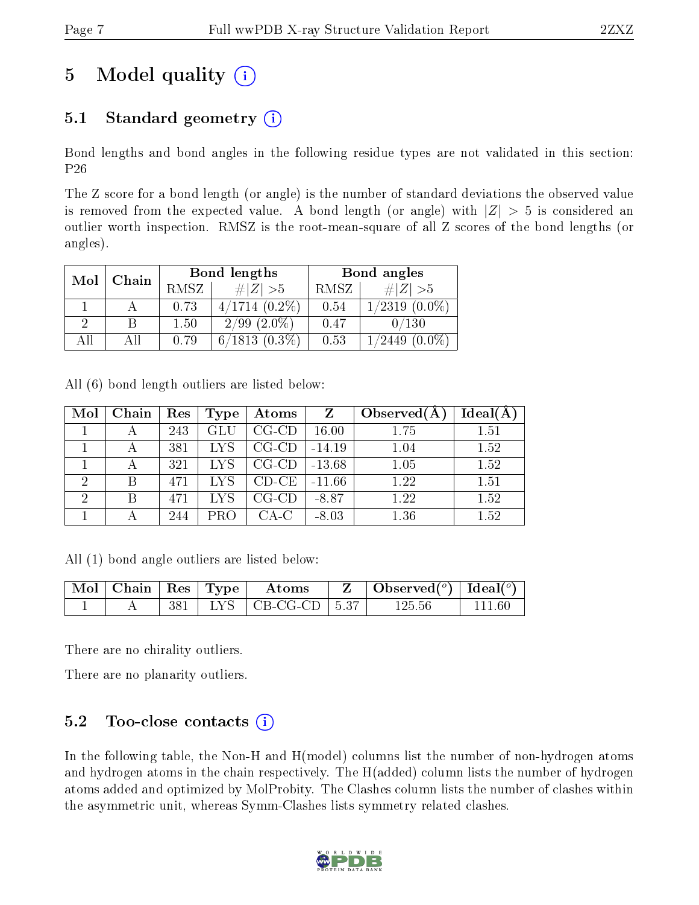# 5 Model quality

## 5.1 Standard geometry

Bond lengths and bond angles in the following residue types are not validated in this section: P26

The Z score for a bond length (or angle) is the number of standard deviations the observed value is removed from the expected value. A bond length (or angle) with $|Z| > 5$ is considered an outlier worth inspection. RMSZ is the root-mean-square of all Z scores of the bond lengths (or angles).

| Mol | Chain | Bond lengths | | Bond angles | |
|---|---|---|---|---|---|
| | | RMSZ | $\#|Z|>5$ | RMSZ | $\#|Z|>5$ |
| 1 | A | 0.73 | 4/1714 (0.2%) | 0.54 | 1/2319 (0.0%) |
| 2 | B | 1.50 | 2/99 (2.0%) | 0.47 | 0/130 |
| All | All | 0.79 | 6/1813 (0.3%) | 0.53 | 1/2449 (0.0%) |

All (6) bond length outliers are listed below:

| Mol | Chain | Res | Type | Atoms | Z | Observed(Å) | Ideal(Å) |
|---|---|---|---|---|---|---|---|
| 1 | A | 243 | GLU | CG-CD | 16.00 | 1.75 | 1.51 |
| 1 | A | 381 | LYS | CG-CD | -14.19 | 1.04 | 1.52 |
| 1 | A | 321 | LYS | CG-CD | -13.68 | 1.05 | 1.52 |
| 2 | B | 471 | LYS | CD-CE | -11.66 | 1.22 | 1.51 |
| 2 | B | 471 | LYS | CG-CD | -8.87 | 1.22 | 1.52 |
| 1 | A | 244 | PRO | CA-C | -8.03 | 1.36 | 1.52 |

All (1) bond angle outliers are listed below:

| Mol | Chain | Res | Type | Atoms | Z | Observed(°) | Ideal(°) |
|---|---|---|---|---|---|---|---|
| 1 | A | 381 | LYS | CB-CG-CD | 5.37 | 125.56 | 111.60 |

There are no chirality outliers.

There are no planarity outliers.

## 5.2 Too-close contacts

In the following table, the Non-H and H(model) columns list the number of non-hydrogen atoms and hydrogen atoms in the chain respectively. The H(added) column lists the number of hydrogen atoms added and optimized by MolProbity. The Clashes column lists the number of clashes within the asymmetric unit, whereas Symm-Clashes lists symmetry related clashes.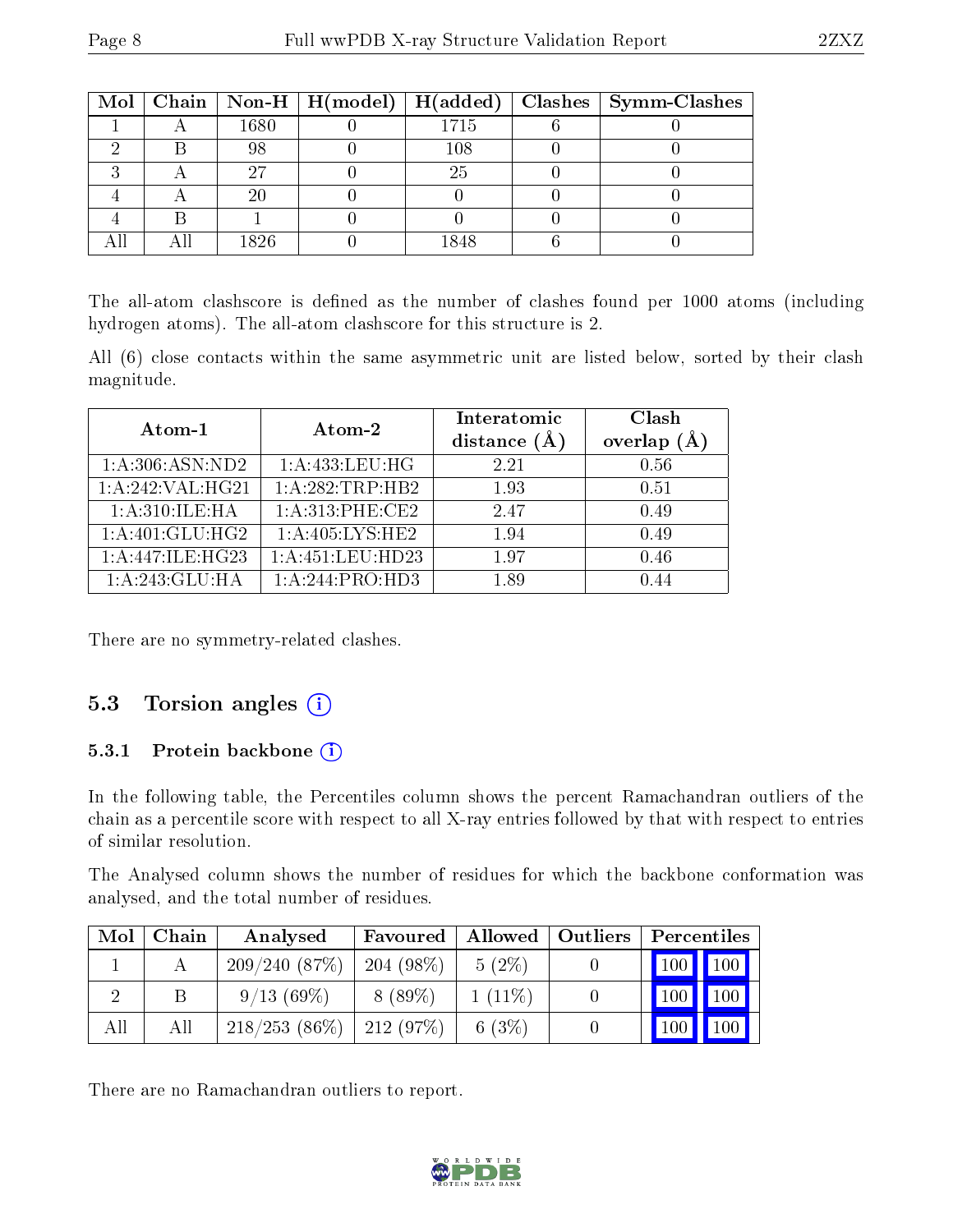| Mol | Chain | Non-H | H(model) | H(added) | Clashes | Symm-Clashes |
|---|---|---|---|---|---|---|
| 1 | A | 1680 | 0 | 1715 | 6 | 0 |
| 2 | B | 98 | 0 | 108 | 0 | 0 |
| 3 | A | 27 | 0 | 25 | 0 | 0 |
| 4 | A | 20 | 0 | 0 | 0 | 0 |
| 4 | B | 1 | 0 | 0 | 0 | 0 |
| All | All | 1826 | 0 | 1848 | 6 | 0 |

The all-atom clashscore is defined as the number of clashes found per 1000 atoms (including hydrogen atoms). The all-atom clashscore for this structure is 2.

All (6) close contacts within the same asymmetric unit are listed below, sorted by their clash magnitude.

| Atom-1 | Atom-2 | Interatomic distance (Å) | Clash overlap (Å) |
|---|---|---|---|
| 1:A:306:ASN:ND2 | 1:A:433:LEU:HG | 2.21 | 0.56 |
| 1:A:242:VAL:HG21 | 1:A:282:TRP:HB2 | 1.93 | 0.51 |
| 1:A:310:ILE:HA | 1:A:313:PHE:CE2 | 2.47 | 0.49 |
| 1:A:401:GLU:HG2 | 1:A:405:LYS:HE2 | 1.94 | 0.49 |
| 1:A:447:ILE:HG23 | 1:A:451:LEU:HD23 | 1.97 | 0.46 |
| 1:A:243:GLU:HA | 1:A:244:PRO:HD3 | 1.89 | 0.44 |

There are no symmetry-related clashes.

## 5.3 Torsion angles

### 5.3.1 Protein backbone

In the following table, the Percentiles column shows the percent Ramachandran outliers of the chain as a percentile score with respect to all X-ray entries followed by that with respect to entries of similar resolution.

The Analysed column shows the number of residues for which the backbone conformation was analysed, and the total number of residues.

| Mol | Chain | Analysed | Favoured | Allowed | Outliers | Percentiles | |
|---|---|---|---|---|---|---|---|
| 1 | A | 209/240 (87%) | 204 (98%) | 5 (2%) | 0 | 100 | 100 |
| 2 | B | 9/13 (69%) | 8 (89%) | 1 (11%) | 0 | 100 | 100 |
| All | All | 218/253 (86%) | 212 (97%) | 6 (3%) | 0 | 100 | 100 |

There are no Ramachandran outliers to report.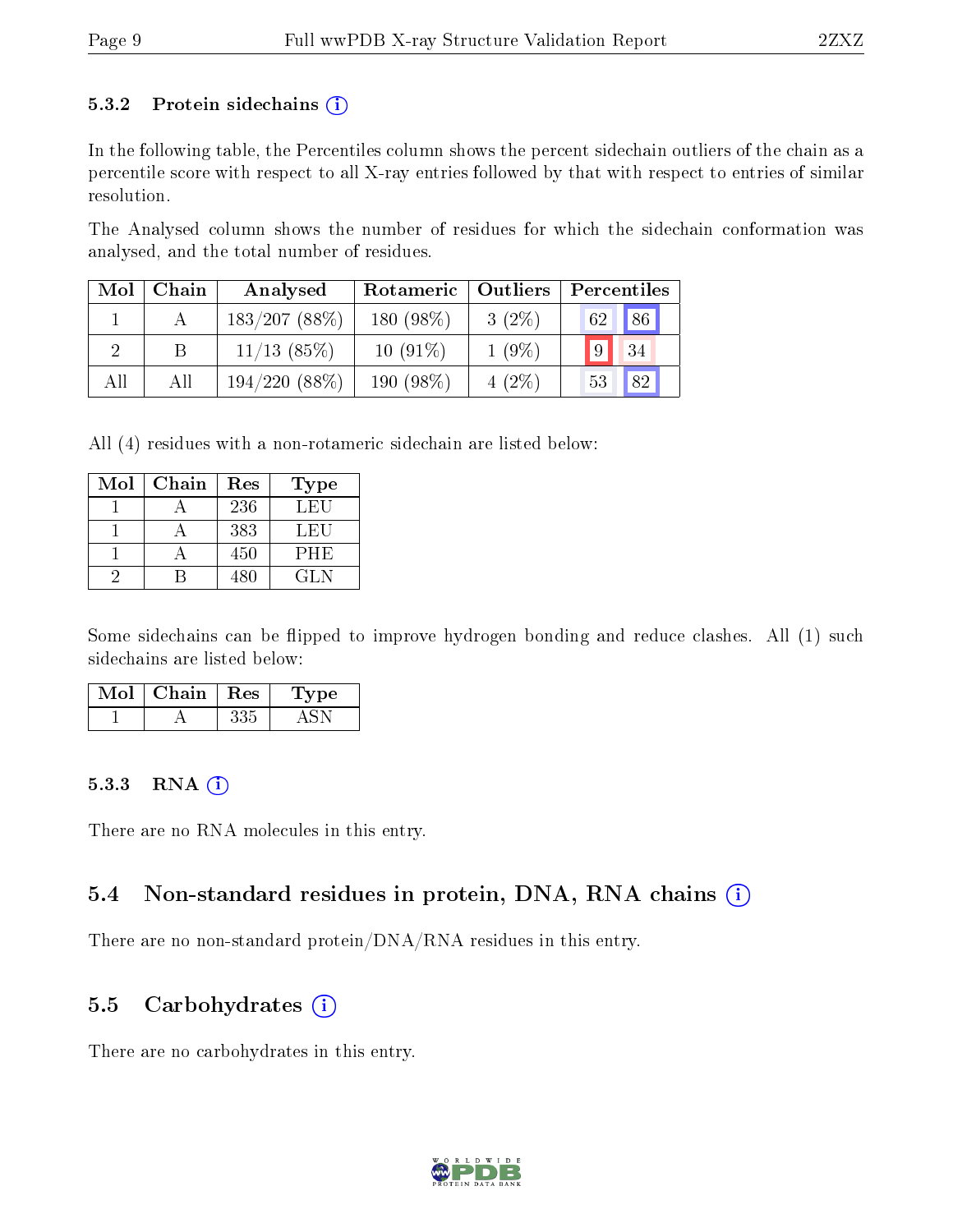### 5.3.2 Protein sidechains

In the following table, the Percentiles column shows the percent sidechain outliers of the chain as a percentile score with respect to all X-ray entries followed by that with respect to entries of similar resolution.

The Analysed column shows the number of residues for which the sidechain conformation was analysed, and the total number of residues.

| Mol | Chain | Analysed | Rotameric | Outliers | Percentiles | |
|---|---|---|---|---|---|---|
| 1 | A | 183/207 (88%) | 180 (98%) | 3 (2%) | 62 | 86 |
| 2 | B | 11/13 (85%) | 10 (91%) | 1 (9%) | 9 | 34 |
| All | All | 194/220 (88%) | 190 (98%) | 4 (2%) | 53 | 82 |

All (4) residues with a non-rotameric sidechain are listed below:

| Mol | Chain | Res | Type |
|---|---|---|---|
| 1 | A | 236 | LEU |
| 1 | A | 383 | LEU |
| 1 | A | 450 | PHE |
| 2 | B | 480 | GLN |

Some sidechains can be flipped to improve hydrogen bonding and reduce clashes. All (1) such sidechains are listed below:

| Mol | Chain | Res | Type |
|---|---|---|---|
| 1 | A | 335 | ASN |

### 5.3.3 RNA

There are no RNA molecules in this entry.

## 5.4 Non-standard residues in protein, DNA, RNA chains

There are no non-standard protein/DNA/RNA residues in this entry.

## 5.5 Carbohydrates

There are no carbohydrates in this entry.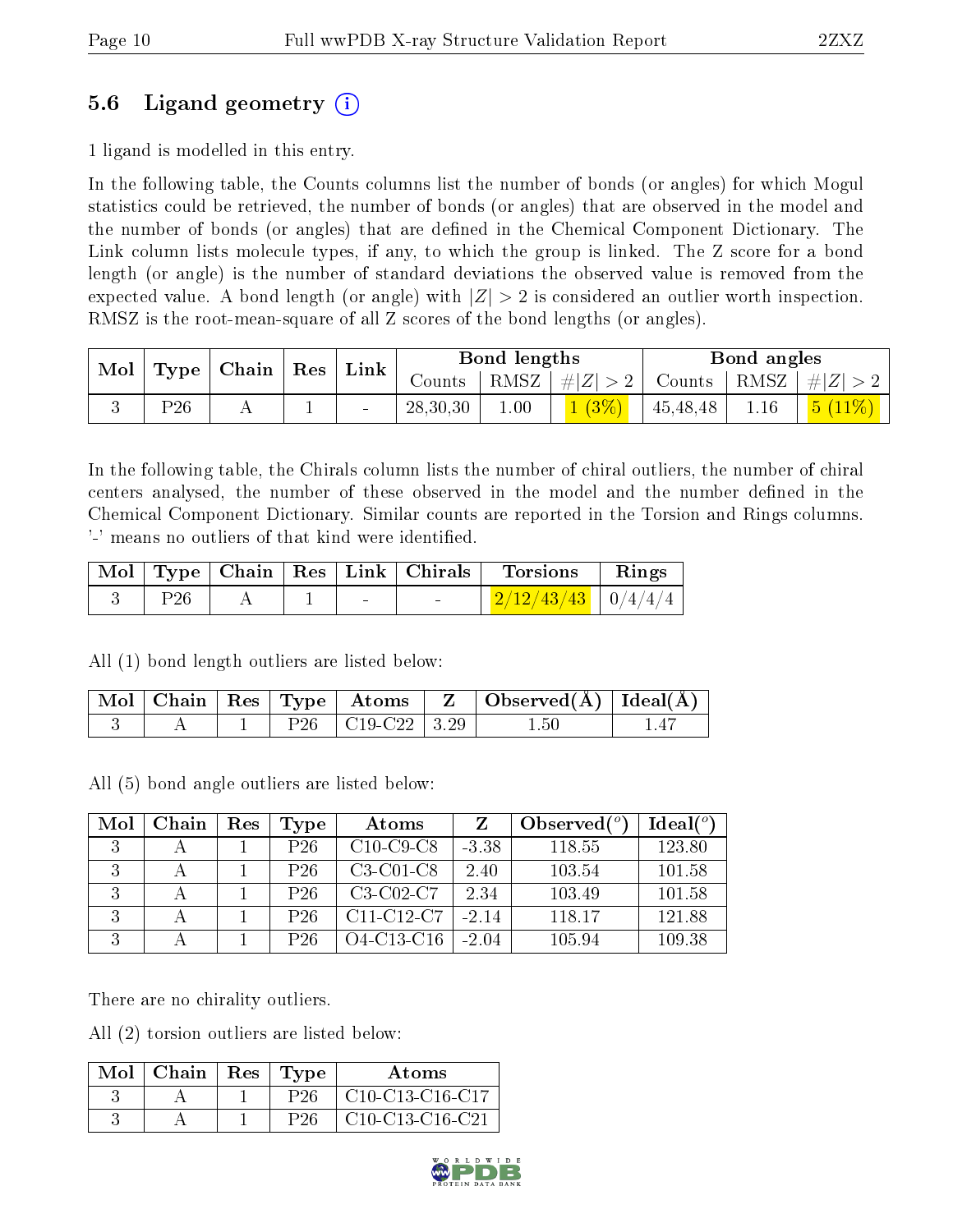## 5.6 Ligand geometry (i)

1 ligand is modelled in this entry.

In the following table, the Counts columns list the number of bonds (or angles) for which Mogul statistics could be retrieved, the number of bonds (or angles) that are observed in the model and the number of bonds (or angles) that are defined in the Chemical Component Dictionary. The Link column lists molecule types, if any, to which the group is linked. The Z score for a bond length (or angle) is the number of standard deviations the observed value is removed from the expected value. A bond length (or angle) with $|Z| > 2$ is considered an outlier worth inspection. RMSZ is the root-mean-square of all Z scores of the bond lengths (or angles).

| Mol | Type | Chain | Res | Link | Bond lengths | | | Bond angles | | |
|---|---|---|---|---|---|---|---|---|---|---|
| | | | | | Counts | RMSZ | $\#\|Z\| > 2$ | Counts | RMSZ | $\#\|Z\| > 2$ |
| 3 | P26 | A | 1 | - | 28,30,30 | 1.00 | 1 (3%) | 45,48,48 | 1.16 | 5 (11%) |

In the following table, the Chirals column lists the number of chiral outliers, the number of chiral centers analysed, the number of these observed in the model and the number defined in the Chemical Component Dictionary. Similar counts are reported in the Torsion and Rings columns. '-' means no outliers of that kind were identified.

| Mol | Type | Chain | Res | Link | Chirals | Torsions | Rings |
|---|---|---|---|---|---|---|---|
| 3 | P26 | A | 1 | - | - | 2/12/43/43 | 0/4/4/4 |

All (1) bond length outliers are listed below:

| Mol | Chain | Res | Type | Atoms | Z | Observed(Å) | Ideal(Å) |
|---|---|---|---|---|---|---|---|
| 3 | A | 1 | P26 | C19-C22 | 3.29 | 1.50 | 1.47 |

All (5) bond angle outliers are listed below:

| Mol | Chain | Res | Type | Atoms | Z | Observed(°) | Ideal(°) |
|---|---|---|---|---|---|---|---|
| 3 | A | 1 | P26 | C10-C9-C8 | -3.38 | 118.55 | 123.80 |
| 3 | A | 1 | P26 | C3-C01-C8 | 2.40 | 103.54 | 101.58 |
| 3 | A | 1 | P26 | C3-C02-C7 | 2.34 | 103.49 | 101.58 |
| 3 | A | 1 | P26 | C11-C12-C7 | -2.14 | 118.17 | 121.88 |
| 3 | A | 1 | P26 | O4-C13-C16 | -2.04 | 105.94 | 109.38 |

There are no chirality outliers.

All (2) torsion outliers are listed below:

| Mol | Chain | Res | Type | Atoms |
|---|---|---|---|---|
| 3 | A | 1 | P26 | C10-C13-C16-C17 |
| 3 | A | 1 | P26 | C10-C13-C16-C21 |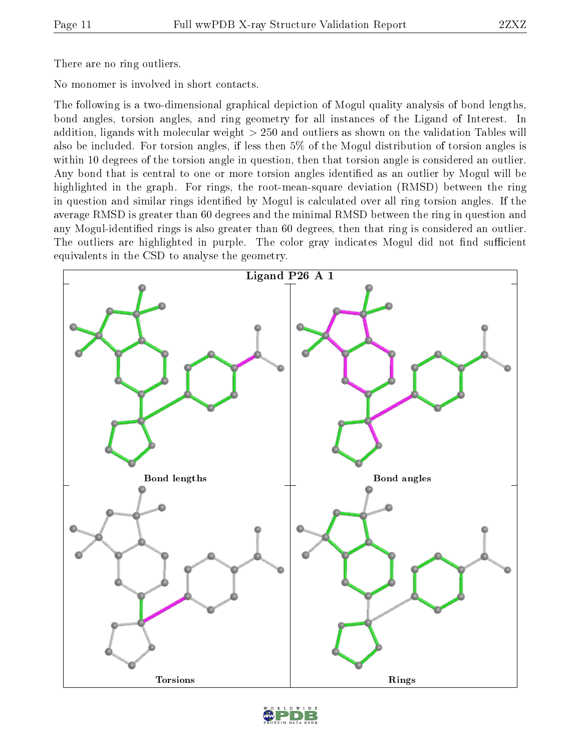There are no ring outliers.

No monomer is involved in short contacts.

The following is a two-dimensional graphical depiction of Mogul quality analysis of bond lengths, bond angles, torsion angles, and ring geometry for all instances of the Ligand of Interest. In addition, ligands with molecular weight > 250 and outliers as shown on the validation Tables will also be included. For torsion angles, if less then 5% of the Mogul distribution of torsion angles is within 10 degrees of the torsion angle in question, then that torsion angle is considered an outlier. Any bond that is central to one or more torsion angles identified as an outlier by Mogul will be highlighted in the graph. For rings, the root-mean-square deviation (RMSD) between the ring in question and similar rings identified by Mogul is calculated over all ring torsion angles. If the average RMSD is greater than 60 degrees and the minimal RMSD between the ring in question and any Mogul-identified rings is also greater than 60 degrees, then that ring is considered an outlier. The outliers are highlighted in purple. The color gray indicates Mogul did not find sufficient equivalents in the CSD to analyse the geometry.

**Ligand P26 A 1**

Bond lengths

Bond angles

Torsions

Rings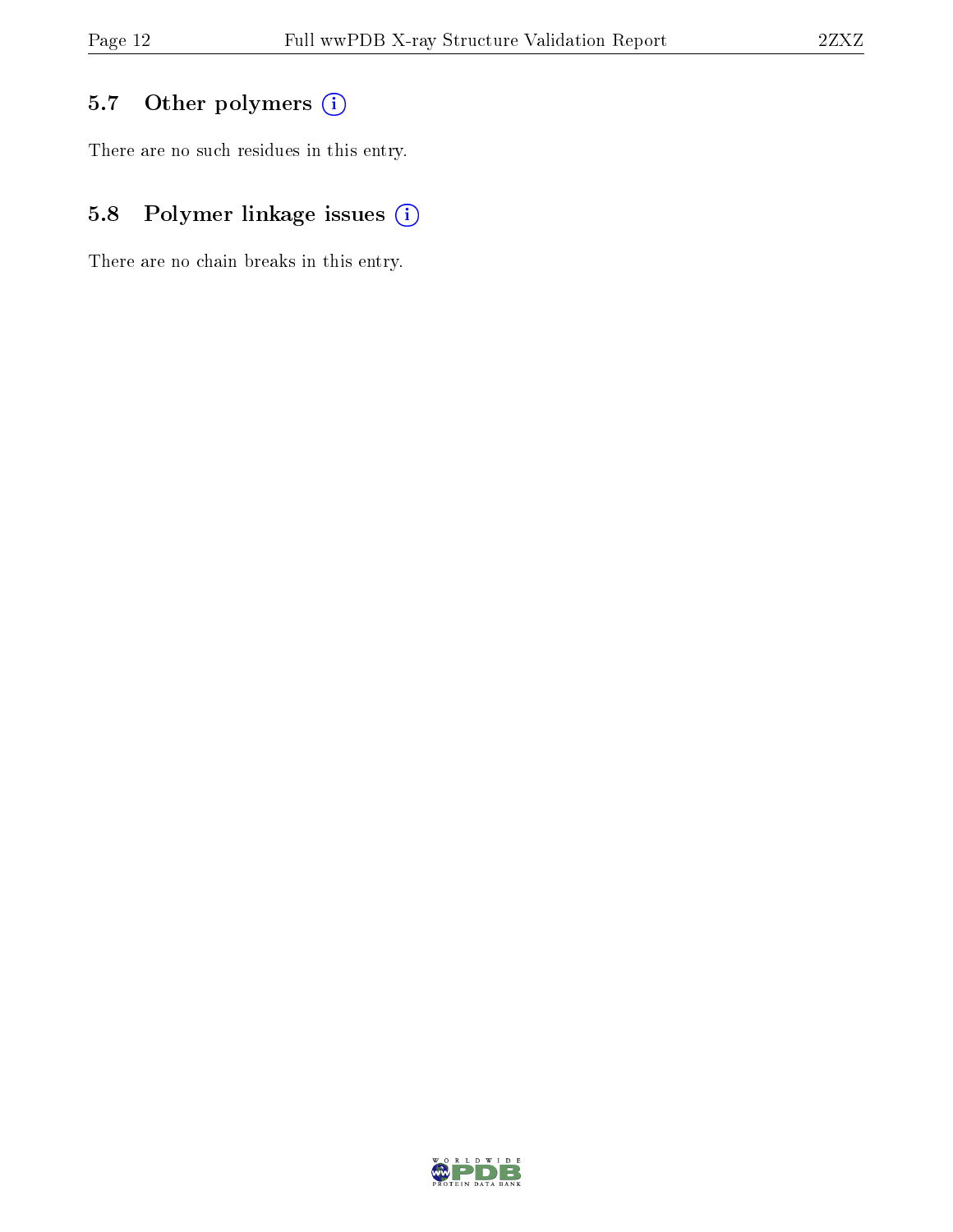## 5.7 Other polymers (i)

There are no such residues in this entry.

## 5.8 Polymer linkage issues (i)

There are no chain breaks in this entry.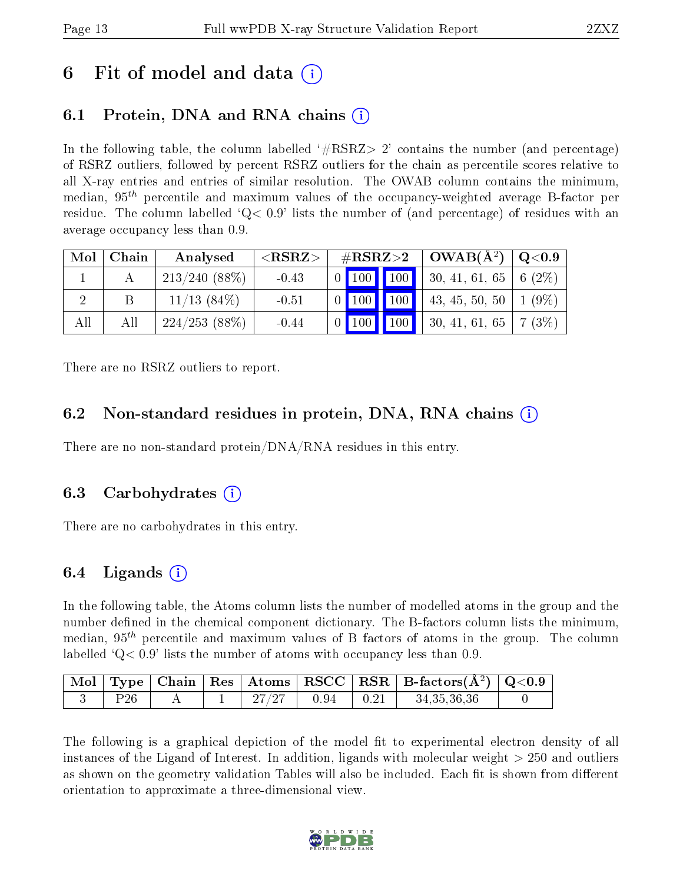# 6 Fit of model and data (i)

## 6.1 Protein, DNA and RNA chains (i)

In the following table, the column labelled '#RSRZ> 2' contains the number (and percentage) of RSRZ outliers, followed by percent RSRZ outliers for the chain as percentile scores relative to all X-ray entries and entries of similar resolution. The OWAB column contains the minimum, median, $95^{th}$ percentile and maximum values of the occupancy-weighted average B-factor per residue. The column labelled 'Q< 0.9' lists the number of (and percentage) of residues with an average occupancy less than 0.9.

| Mol | Chain | Analysed | <RSRZ> | #RSRZ>2 | | | OWAB(Å$^2$) | Q<0.9 |
|---|---|---|---|---|---|---|---|---|
| 1 | A | 213/240 (88%) | -0.43 | 0 | 100 | 100 | 30, 41, 61, 65 | 6 (2%) |
| 2 | B | 11/13 (84%) | -0.51 | 0 | 100 | 100 | 43, 45, 50, 50 | 1 (9%) |
| All | All | 224/253 (88%) | -0.44 | 0 | 100 | 100 | 30, 41, 61, 65 | 7 (3%) |

There are no RSRZ outliers to report.

## 6.2 Non-standard residues in protein, DNA, RNA chains (i)

There are no non-standard protein/DNA/RNA residues in this entry.

## 6.3 Carbohydrates (i)

There are no carbohydrates in this entry.

## 6.4 Ligands (i)

In the following table, the Atoms column lists the number of modelled atoms in the group and the number defined in the chemical component dictionary. The B-factors column lists the minimum, median, $95^{th}$ percentile and maximum values of B factors of atoms in the group. The column labelled 'Q< 0.9' lists the number of atoms with occupancy less than 0.9.

| Mol | Type | Chain | Res | Atoms | RSCC | RSR | B-factors(Å$^2$) | Q<0.9 |
|---|---|---|---|---|---|---|---|---|
| 3 | P26 | A | 1 | 27/27 | 0.94 | 0.21 | 34,35,36,36 | 0 |

The following is a graphical depiction of the model fit to experimental electron density of all instances of the Ligand of Interest. In addition, ligands with molecular weight > 250 and outliers as shown on the geometry validation Tables will also be included. Each fit is shown from different orientation to approximate a three-dimensional view.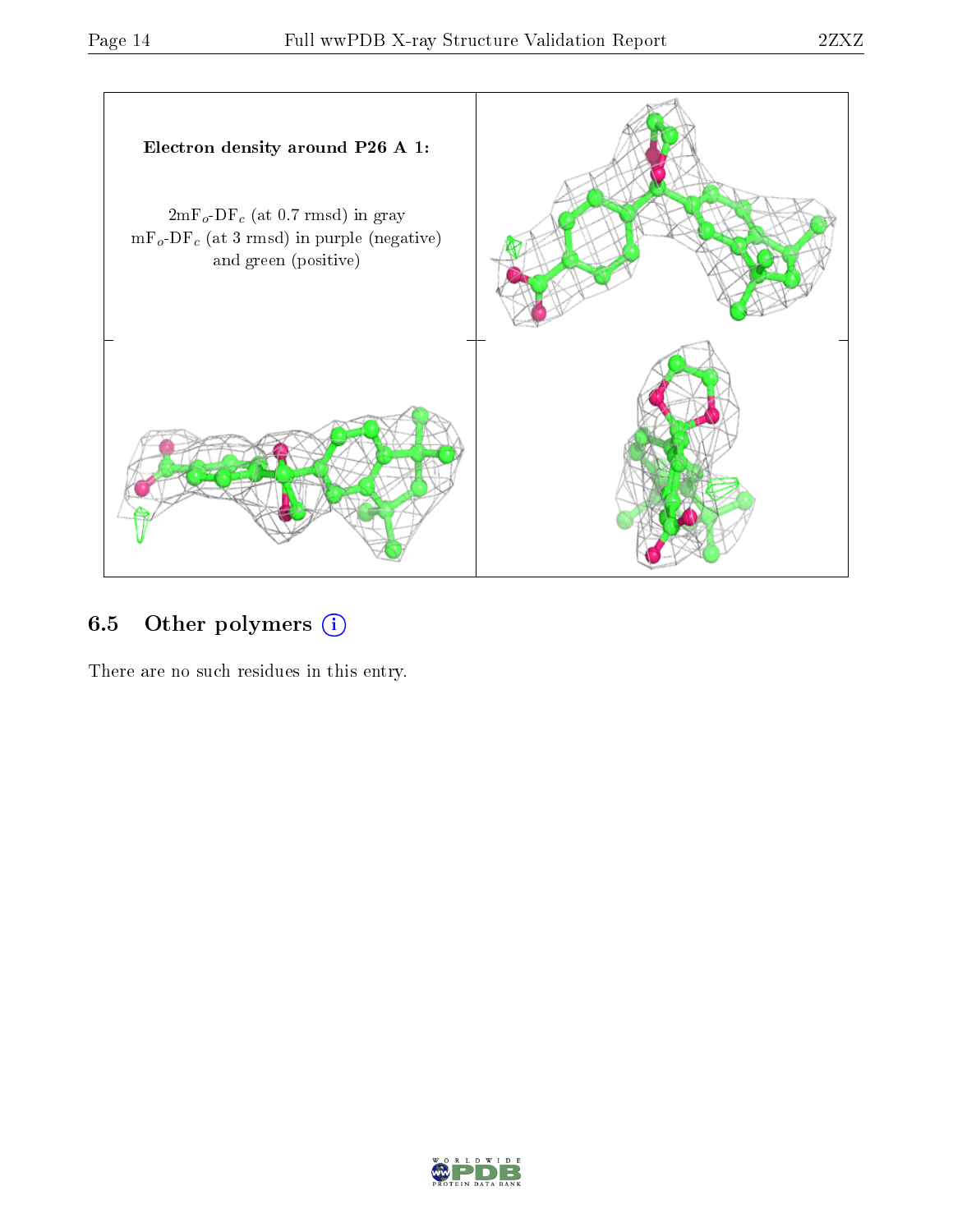Electron density around P26 A 1:

$2mF_o$-$DF_c$ (at 0.7 rmsd) in gray
$mF_o$-$DF_c$ (at 3 rmsd) in purple (negative)
and green (positive)

## 6.5 Other polymers

There are no such residues in this entry.